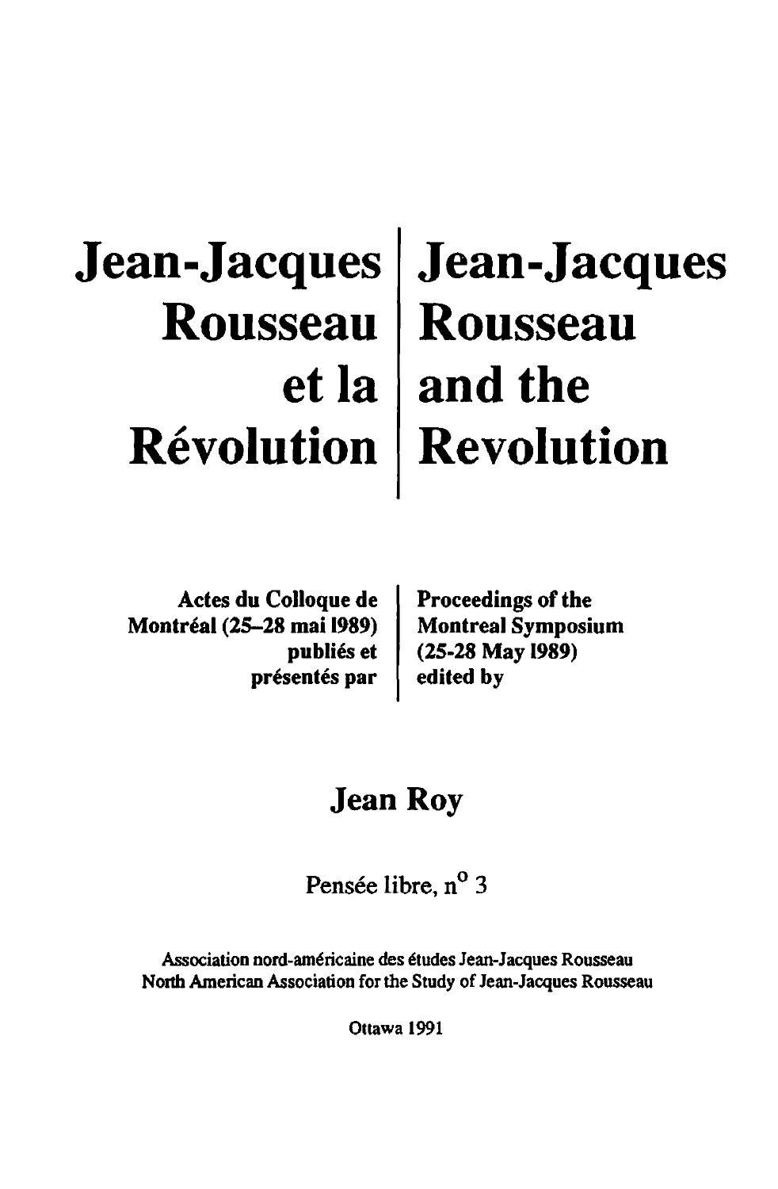# Jean-Jacques Rousseau et la Révolution

# Jean-Jacques Rousseau and the Revolution

Actes du Colloque de Montréal (25–28 mai 1989) publiés et présentés par

Proceedings of the Montreal Symposium (25-28 May 1989) edited by

## Jean Roy

Pensée libre, n<sup>o</sup> 3

Association nord-américaine des études Jean-Jacques Rousseau
North American Association for the Study of Jean-Jacques Rousseau

Ottawa 1991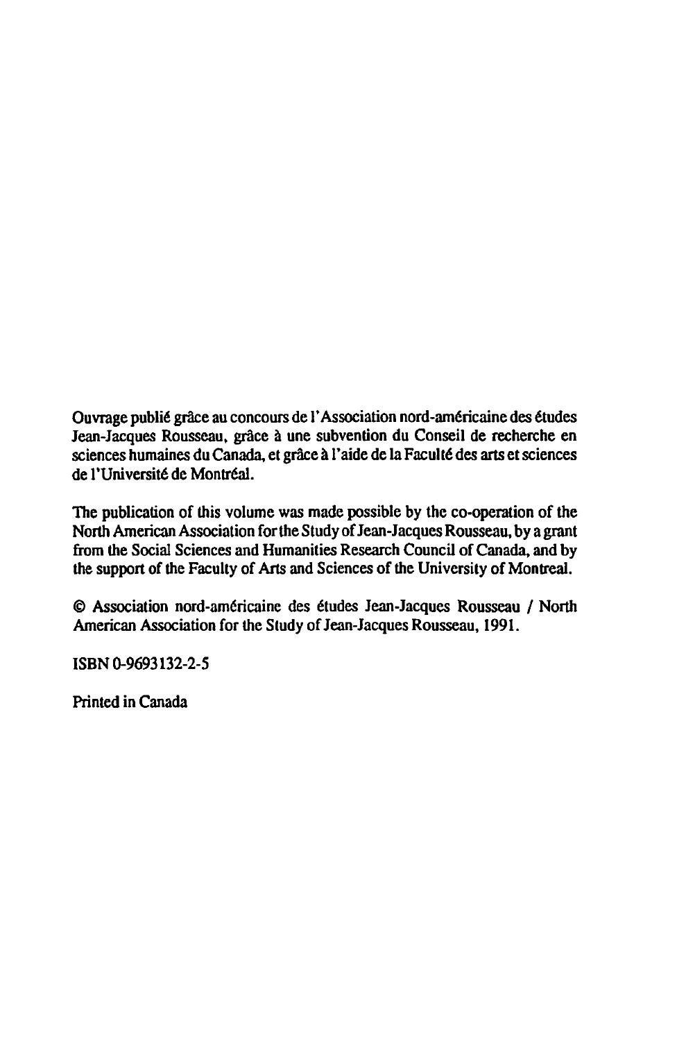Ouvrage publié grâce au concours de l'Association nord-américaine des études Jean-Jacques Rousseau, grâce à une subvention du Conseil de recherche en sciences humaines du Canada, et grâce à l'aide de la Faculté des arts et sciences de l'Université de Montréal.

The publication of this volume was made possible by the co-operation of the North American Association for the Study of Jean-Jacques Rousseau, by a grant from the Social Sciences and Humanities Research Council of Canada, and by the support of the Faculty of Arts and Sciences of the University of Montreal.

© Association nord-américaine des études Jean-Jacques Rousseau / North American Association for the Study of Jean-Jacques Rousseau, 1991.

ISBN 0-9693132-2-5

Printed in Canada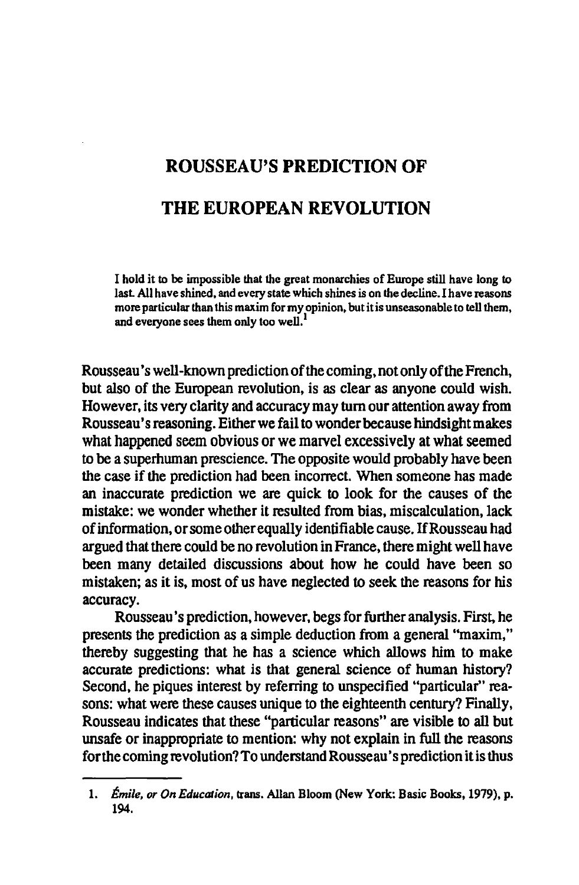# ROUSSEAU'S PREDICTION OF THE EUROPEAN REVOLUTION

> I hold it to be impossible that the great monarchies of Europe still have long to last. All have shined, and every state which shines is on the decline. I have reasons more particular than this maxim for my opinion, but it is unseasonable to tell them, and everyone sees them only too well.[1]

Rousseau's well-known prediction of the coming, not only of the French, but also of the European revolution, is as clear as anyone could wish. However, its very clarity and accuracy may turn our attention away from Rousseau's reasoning. Either we fail to wonder because hindsight makes what happened seem obvious or we marvel excessively at what seemed to be a superhuman prescience. The opposite would probably have been the case if the prediction had been incorrect. When someone has made an inaccurate prediction we are quick to look for the causes of the mistake: we wonder whether it resulted from bias, miscalculation, lack of information, or some other equally identifiable cause. If Rousseau had argued that there could be no revolution in France, there might well have been many detailed discussions about how he could have been so mistaken; as it is, most of us have neglected to seek the reasons for his accuracy.

Rousseau's prediction, however, begs for further analysis. First, he presents the prediction as a simple deduction from a general "maxim," thereby suggesting that he has a science which allows him to make accurate predictions: what is that general science of human history? Second, he piques interest by referring to unspecified "particular" reasons: what were these causes unique to the eighteenth century? Finally, Rousseau indicates that these "particular reasons" are visible to all but unsafe or inappropriate to mention: why not explain in full the reasons for the coming revolution? To understand Rousseau's prediction it is thus

---

1. *Émile, or On Education*, trans. Allan Bloom (New York: Basic Books, 1979), p. 194.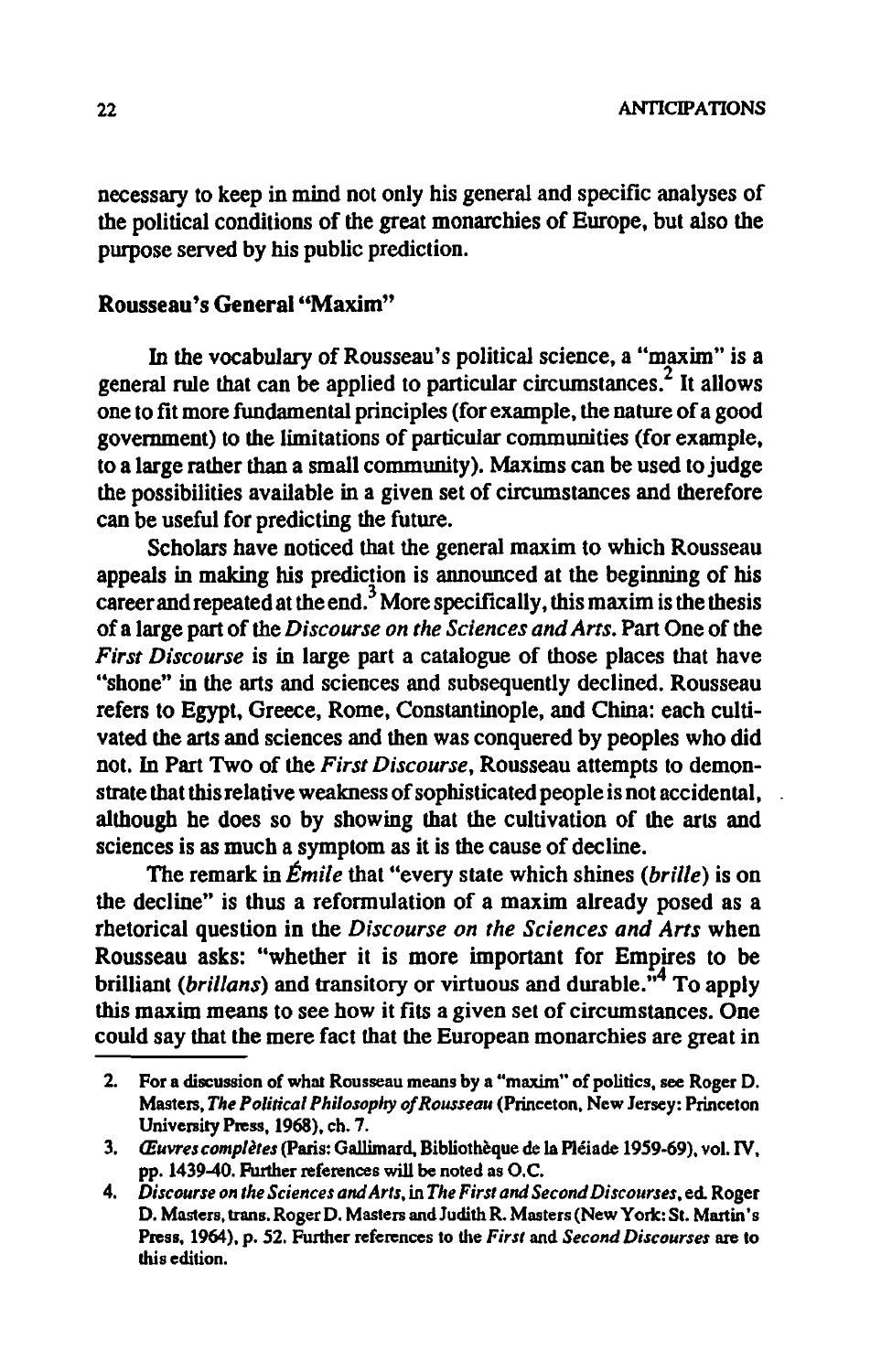necessary to keep in mind not only his general and specific analyses of the political conditions of the great monarchies of Europe, but also the purpose served by his public prediction.

## Rousseau's General "Maxim"

In the vocabulary of Rousseau's political science, a "maxim" is a general rule that can be applied to particular circumstances.[2] It allows one to fit more fundamental principles (for example, the nature of a good government) to the limitations of particular communities (for example, to a large rather than a small community). Maxims can be used to judge the possibilities available in a given set of circumstances and therefore can be useful for predicting the future.

Scholars have noticed that the general maxim to which Rousseau appeals in making his prediction is announced at the beginning of his career and repeated at the end.[3] More specifically, this maxim is the thesis of a large part of the *Discourse on the Sciences and Arts*. Part One of the *First Discourse* is in large part a catalogue of those places that have "shone" in the arts and sciences and subsequently declined. Rousseau refers to Egypt, Greece, Rome, Constantinople, and China: each cultivated the arts and sciences and then was conquered by peoples who did not. In Part Two of the *First Discourse*, Rousseau attempts to demonstrate that this relative weakness of sophisticated people is not accidental, although he does so by showing that the cultivation of the arts and sciences is as much a symptom as it is the cause of decline.

The remark in *Émile* that "every state which shines (*brille*) is on the decline" is thus a reformulation of a maxim already posed as a rhetorical question in the *Discourse on the Sciences and Arts* when Rousseau asks: "whether it is more important for Empires to be brilliant (*brillans*) and transitory or virtuous and durable."[4] To apply this maxim means to see how it fits a given set of circumstances. One could say that the mere fact that the European monarchies are great in

---

2. For a discussion of what Rousseau means by a "maxim" of politics, see Roger D. Masters, *The Political Philosophy of Rousseau* (Princeton, New Jersey: Princeton University Press, 1968), ch. 7.

3. *Œuvres complètes* (Paris: Gallimard, Bibliothèque de la Pléiade 1959-69), vol. IV, pp. 1439-40. Further references will be noted as O.C.

4. *Discourse on the Sciences and Arts*, in *The First and Second Discourses*, ed. Roger D. Masters, trans. Roger D. Masters and Judith R. Masters (New York: St. Martin's Press, 1964), p. 52. Further references to the *First* and *Second Discourses* are to this edition.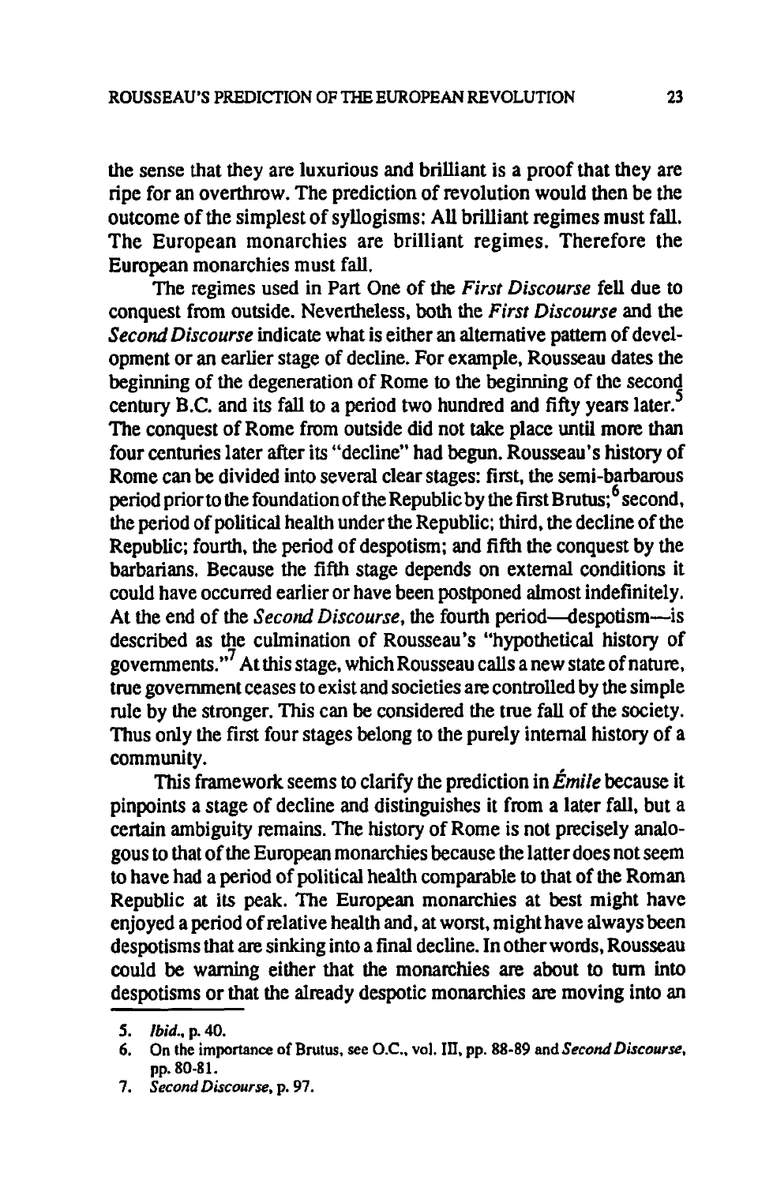the sense that they are luxurious and brilliant is a proof that they are ripe for an overthrow. The prediction of revolution would then be the outcome of the simplest of syllogisms: All brilliant regimes must fall. The European monarchies are brilliant regimes. Therefore the European monarchies must fall.

The regimes used in Part One of the *First Discourse* fell due to conquest from outside. Nevertheless, both the *First Discourse* and the *Second Discourse* indicate what is either an alternative pattern of development or an earlier stage of decline. For example, Rousseau dates the beginning of the degeneration of Rome to the beginning of the second century B.C. and its fall to a period two hundred and fifty years later.[5] The conquest of Rome from outside did not take place until more than four centuries later after its "decline" had begun. Rousseau's history of Rome can be divided into several clear stages: first, the semi-barbarous period prior to the foundation of the Republic by the first Brutus;[6] second, the period of political health under the Republic; third, the decline of the Republic; fourth, the period of despotism; and fifth the conquest by the barbarians. Because the fifth stage depends on external conditions it could have occurred earlier or have been postponed almost indefinitely. At the end of the *Second Discourse*, the fourth period—despotism—is described as the culmination of Rousseau's "hypothetical history of governments."[7] At this stage, which Rousseau calls a new state of nature, true government ceases to exist and societies are controlled by the simple rule by the stronger. This can be considered the true fall of the society. Thus only the first four stages belong to the purely internal history of a community.

This framework seems to clarify the prediction in *Émile* because it pinpoints a stage of decline and distinguishes it from a later fall, but a certain ambiguity remains. The history of Rome is not precisely analogous to that of the European monarchies because the latter does not seem to have had a period of political health comparable to that of the Roman Republic at its peak. The European monarchies at best might have enjoyed a period of relative health and, at worst, might have always been despotisms that are sinking into a final decline. In other words, Rousseau could be warning either that the monarchies are about to turn into despotisms or that the already despotic monarchies are moving into an

5. *Ibid.*, p. 40.
6. On the importance of Brutus, see O.C., vol. III, pp. 88-89 and *Second Discourse*, pp. 80-81.
7. *Second Discourse*, p. 97.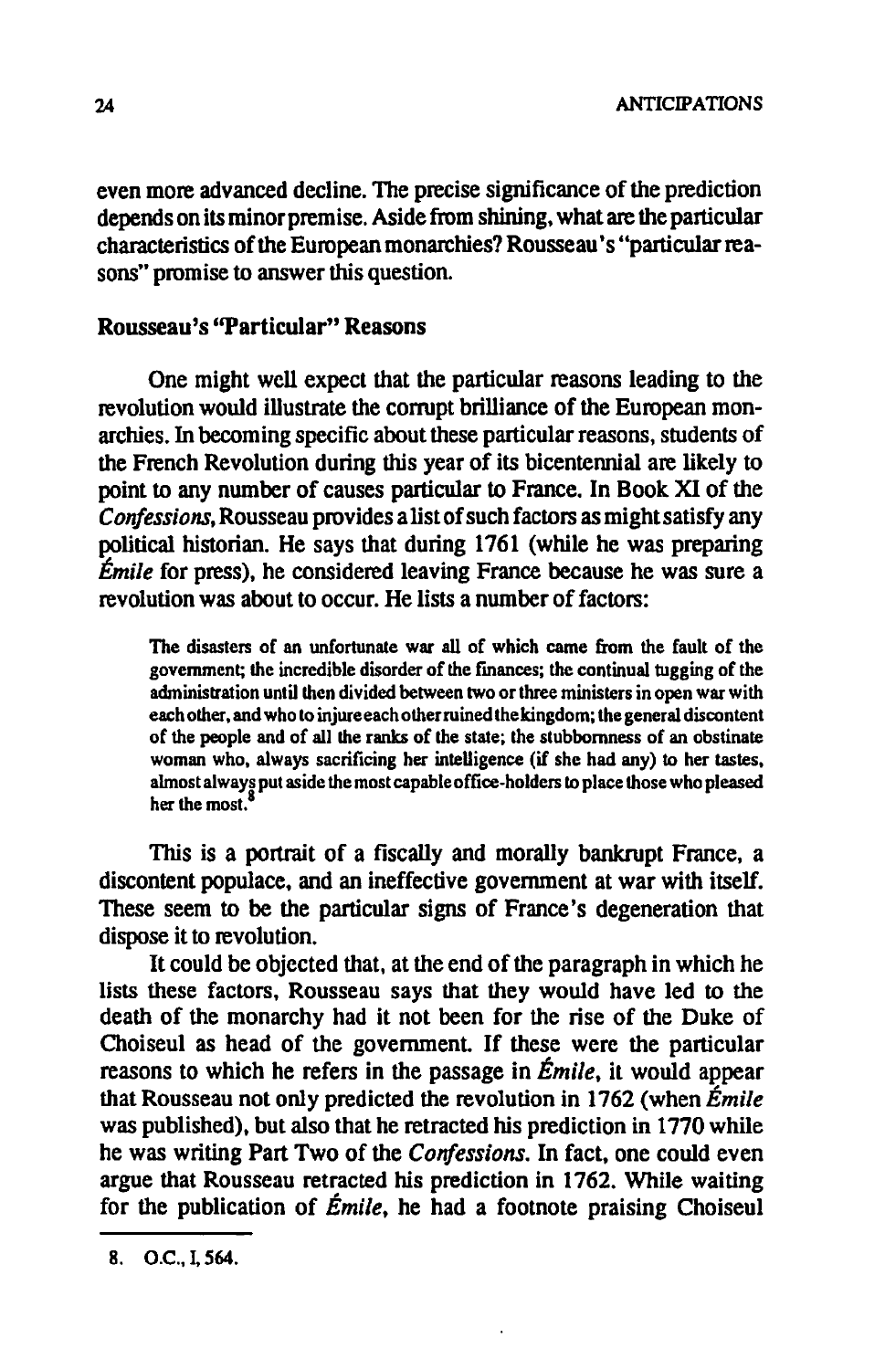even more advanced decline. The precise significance of the prediction depends on its minor premise. Aside from shining, what are the particular characteristics of the European monarchies? Rousseau's "particular reasons" promise to answer this question.

### Rousseau's "Particular" Reasons

One might well expect that the particular reasons leading to the revolution would illustrate the corrupt brilliance of the European monarchies. In becoming specific about these particular reasons, students of the French Revolution during this year of its bicentennial are likely to point to any number of causes particular to France. In Book XI of the *Confessions*, Rousseau provides a list of such factors as might satisfy any political historian. He says that during 1761 (while he was preparing *Émile* for press), he considered leaving France because he was sure a revolution was about to occur. He lists a number of factors:

> The disasters of an unfortunate war all of which came from the fault of the government; the incredible disorder of the finances; the continual tugging of the administration until then divided between two or three ministers in open war with each other, and who to injure each other ruined the kingdom; the general discontent of the people and of all the ranks of the state; the stubbornness of an obstinate woman who, always sacrificing her intelligence (if she had any) to her tastes, almost always put aside the most capable office-holders to place those who pleased her the most.[8]

This is a portrait of a fiscally and morally bankrupt France, a discontent populace, and an ineffective government at war with itself. These seem to be the particular signs of France's degeneration that dispose it to revolution.

It could be objected that, at the end of the paragraph in which he lists these factors, Rousseau says that they would have led to the death of the monarchy had it not been for the rise of the Duke of Choiseul as head of the government. If these were the particular reasons to which he refers in the passage in *Émile*, it would appear that Rousseau not only predicted the revolution in 1762 (when *Émile* was published), but also that he retracted his prediction in 1770 while he was writing Part Two of the *Confessions*. In fact, one could even argue that Rousseau retracted his prediction in 1762. While waiting for the publication of *Émile*, he had a footnote praising Choiseul

8. O.C., I, 564.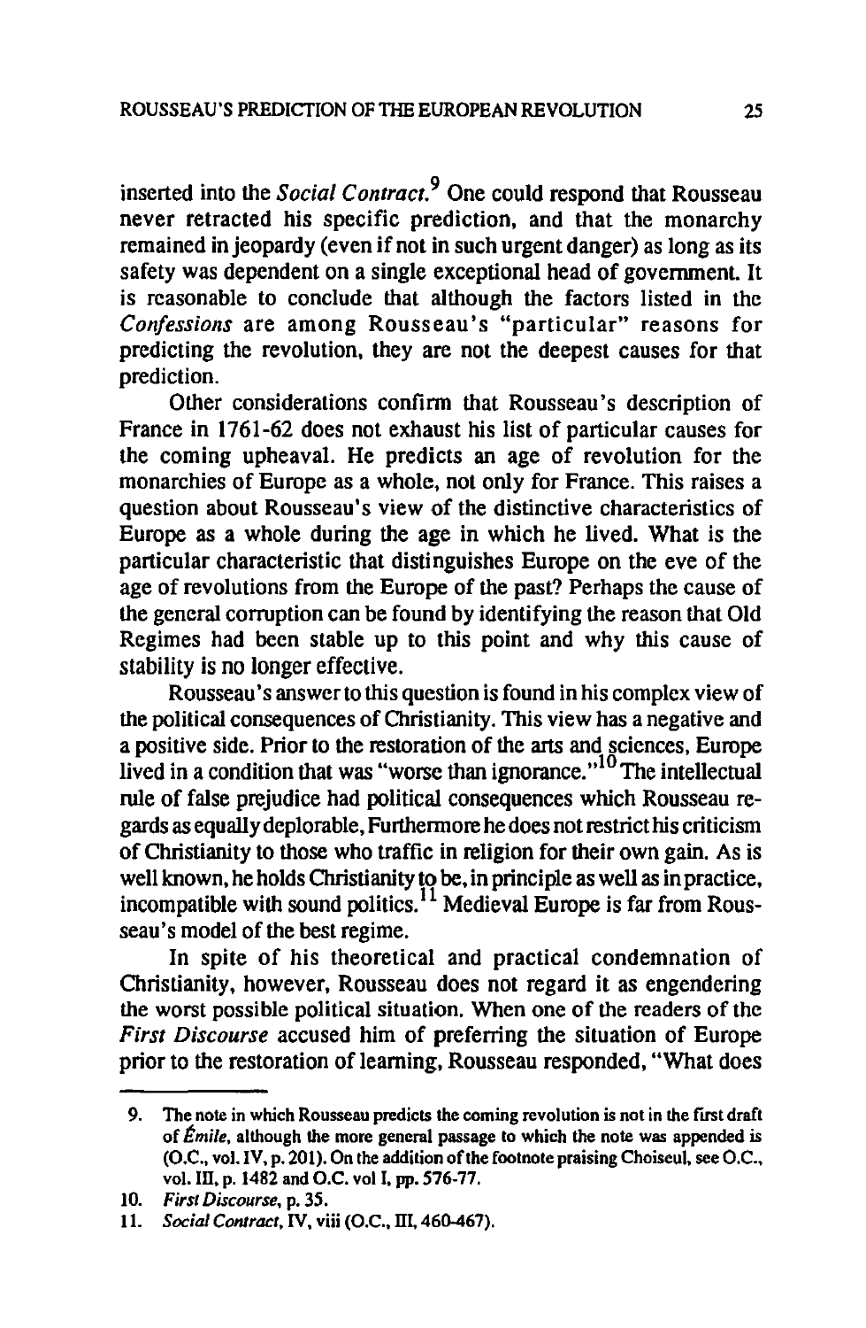inserted into the *Social Contract.*[9] One could respond that Rousseau never retracted his specific prediction, and that the monarchy remained in jeopardy (even if not in such urgent danger) as long as its safety was dependent on a single exceptional head of government. It is reasonable to conclude that although the factors listed in the *Confessions* are among Rousseau's "particular" reasons for predicting the revolution, they are not the deepest causes for that prediction.

Other considerations confirm that Rousseau's description of France in 1761-62 does not exhaust his list of particular causes for the coming upheaval. He predicts an age of revolution for the monarchies of Europe as a whole, not only for France. This raises a question about Rousseau's view of the distinctive characteristics of Europe as a whole during the age in which he lived. What is the particular characteristic that distinguishes Europe on the eve of the age of revolutions from the Europe of the past? Perhaps the cause of the general corruption can be found by identifying the reason that Old Regimes had been stable up to this point and why this cause of stability is no longer effective.

Rousseau's answer to this question is found in his complex view of the political consequences of Christianity. This view has a negative and a positive side. Prior to the restoration of the arts and sciences, Europe lived in a condition that was "worse than ignorance."[10] The intellectual rule of false prejudice had political consequences which Rousseau regards as equally deplorable. Furthermore he does not restrict his criticism of Christianity to those who traffic in religion for their own gain. As is well known, he holds Christianity to be, in principle as well as in practice, incompatible with sound politics.[11] Medieval Europe is far from Rousseau's model of the best regime.

In spite of his theoretical and practical condemnation of Christianity, however, Rousseau does not regard it as engendering the worst possible political situation. When one of the readers of the *First Discourse* accused him of preferring the situation of Europe prior to the restoration of learning, Rousseau responded, "What does

9. The note in which Rousseau predicts the coming revolution is not in the first draft of *Émile*, although the more general passage to which the note was appended is (O.C., vol. IV, p. 201). On the addition of the footnote praising Choiseul, see O.C., vol. III, p. 1482 and O.C. vol I, pp. 576-77.

10. *First Discourse*, p. 35.

11. *Social Contract*, IV, viii (O.C., III, 460-467).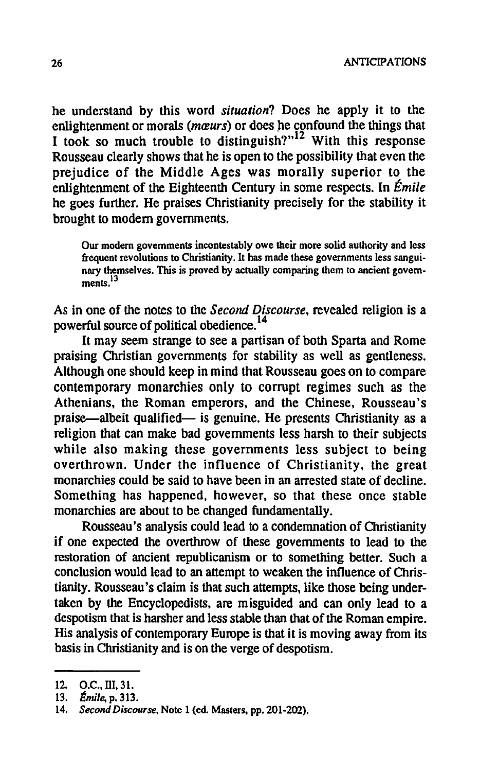he understand by this word *situation*? Does he apply it to the enlightenment or morals (*mœurs*) or does he confound the things that I took so much trouble to distinguish?"[12] With this response Rousseau clearly shows that he is open to the possibility that even the prejudice of the Middle Ages was morally superior to the enlightenment of the Eighteenth Century in some respects. In *Émile* he goes further. He praises Christianity precisely for the stability it brought to modern governments.

> Our modern governments incontestably owe their more solid authority and less frequent revolutions to Christianity. It has made these governments less sanguinary themselves. This is proved by actually comparing them to ancient governments.[13]

As in one of the notes to the *Second Discourse*, revealed religion is a powerful source of political obedience.[14]

It may seem strange to see a partisan of both Sparta and Rome praising Christian governments for stability as well as gentleness. Although one should keep in mind that Rousseau goes on to compare contemporary monarchies only to corrupt regimes such as the Athenians, the Roman emperors, and the Chinese, Rousseau's praise—albeit qualified— is genuine. He presents Christianity as a religion that can make bad governments less harsh to their subjects while also making these governments less subject to being overthrown. Under the influence of Christianity, the great monarchies could be said to have been in an arrested state of decline. Something has happened, however, so that these once stable monarchies are about to be changed fundamentally.

Rousseau's analysis could lead to a condemnation of Christianity if one expected the overthrow of these governments to lead to the restoration of ancient republicanism or to something better. Such a conclusion would lead to an attempt to weaken the influence of Christianity. Rousseau's claim is that such attempts, like those being undertaken by the Encyclopedists, are misguided and can only lead to a despotism that is harsher and less stable than that of the Roman empire. His analysis of contemporary Europe is that it is moving away from its basis in Christianity and is on the verge of despotism.

---

12. O.C., III, 31.
13. *Émile*, p. 313.
14. *Second Discourse*, Note 1 (ed. Masters, pp. 201-202).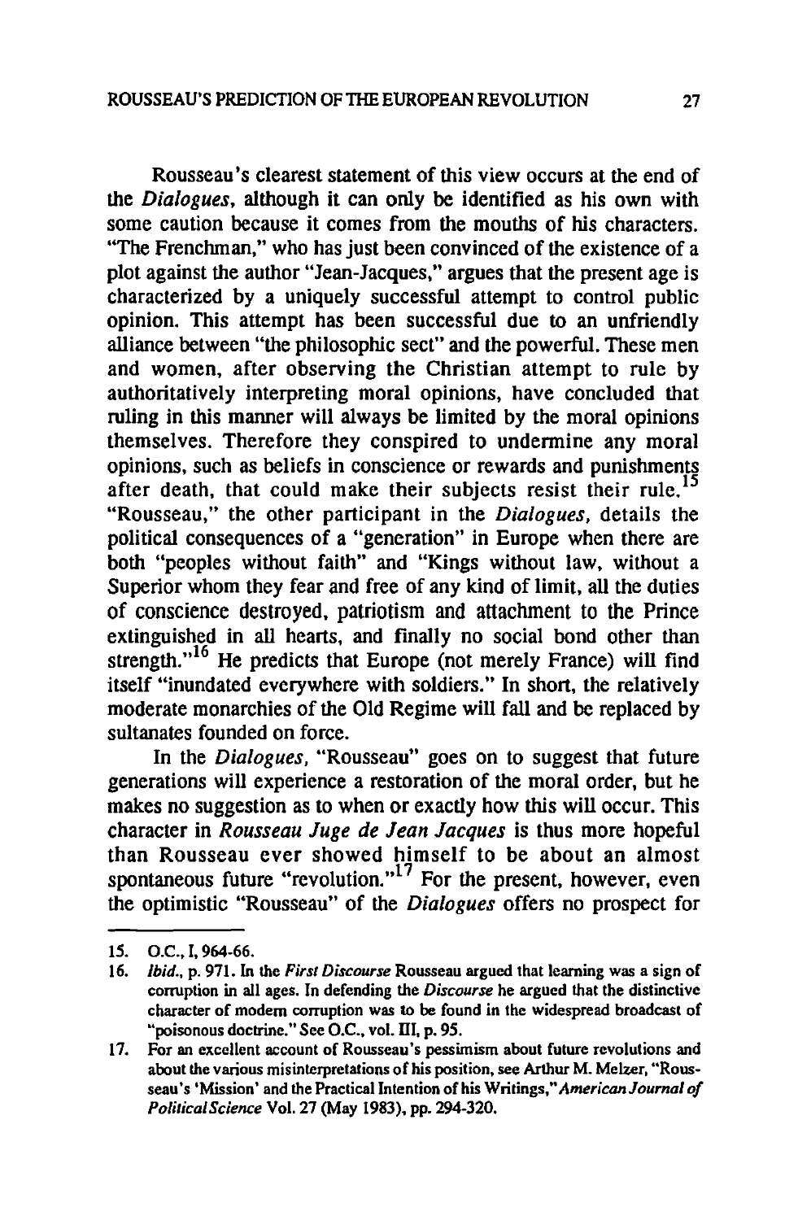Rousseau's clearest statement of this view occurs at the end of the *Dialogues*, although it can only be identified as his own with some caution because it comes from the mouths of his characters. "The Frenchman," who has just been convinced of the existence of a plot against the author "Jean-Jacques," argues that the present age is characterized by a uniquely successful attempt to control public opinion. This attempt has been successful due to an unfriendly alliance between "the philosophic sect" and the powerful. These men and women, after observing the Christian attempt to rule by authoritatively interpreting moral opinions, have concluded that ruling in this manner will always be limited by the moral opinions themselves. Therefore they conspired to undermine any moral opinions, such as beliefs in conscience or rewards and punishments after death, that could make their subjects resist their rule.[15] "Rousseau," the other participant in the *Dialogues*, details the political consequences of a "generation" in Europe when there are both "peoples without faith" and "Kings without law, without a Superior whom they fear and free of any kind of limit, all the duties of conscience destroyed, patriotism and attachment to the Prince extinguished in all hearts, and finally no social bond other than strength."[16] He predicts that Europe (not merely France) will find itself "inundated everywhere with soldiers." In short, the relatively moderate monarchies of the Old Regime will fall and be replaced by sultanates founded on force.

In the *Dialogues*, "Rousseau" goes on to suggest that future generations will experience a restoration of the moral order, but he makes no suggestion as to when or exactly how this will occur. This character in *Rousseau Juge de Jean Jacques* is thus more hopeful than Rousseau ever showed himself to be about an almost spontaneous future "revolution."[17] For the present, however, even the optimistic "Rousseau" of the *Dialogues* offers no prospect for

---

15. O.C., I, 964-66.
16. *Ibid.*, p. 971. In the *First Discourse* Rousseau argued that learning was a sign of corruption in all ages. In defending the *Discourse* he argued that the distinctive character of modern corruption was to be found in the widespread broadcast of "poisonous doctrine." See O.C., vol. III, p. 95.
17. For an excellent account of Rousseau's pessimism about future revolutions and about the various misinterpretations of his position, see Arthur M. Melzer, "Rousseau's 'Mission' and the Practical Intention of his Writings," *American Journal of Political Science* Vol. 27 (May 1983), pp. 294-320.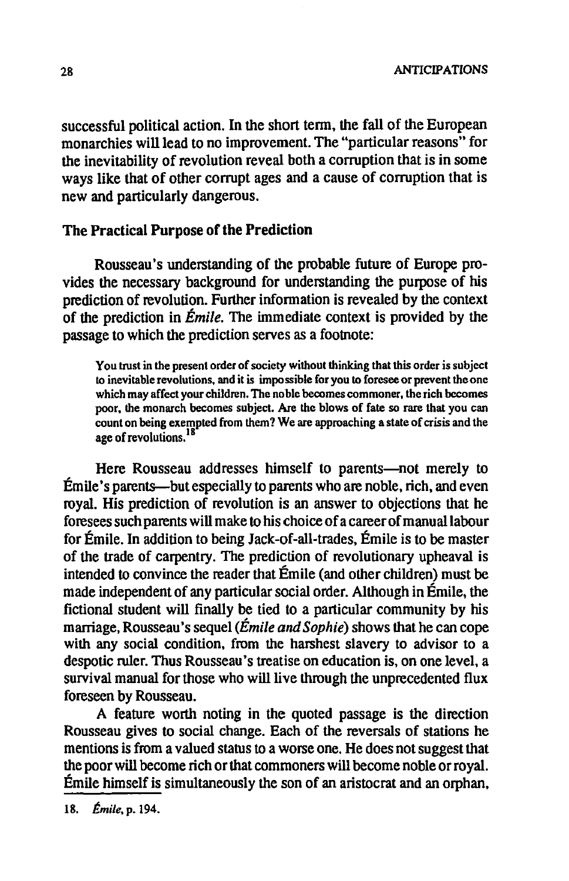successful political action. In the short term, the fall of the European monarchies will lead to no improvement. The "particular reasons" for the inevitability of revolution reveal both a corruption that is in some ways like that of other corrupt ages and a cause of corruption that is new and particularly dangerous.

### The Practical Purpose of the Prediction

Rousseau's understanding of the probable future of Europe provides the necessary background for understanding the purpose of his prediction of revolution. Further information is revealed by the context of the prediction in *Émile.* The immediate context is provided by the passage to which the prediction serves as a footnote:

> You trust in the present order of society without thinking that this order is subject to inevitable revolutions, and it is impossible for you to foresee or prevent the one which may affect your children. The noble becomes commoner, the rich becomes poor, the monarch becomes subject. Are the blows of fate so rare that you can count on being exempted from them? We are approaching a state of crisis and the age of revolutions.[18]

Here Rousseau addresses himself to parents—not merely to Émile's parents—but especially to parents who are noble, rich, and even royal. His prediction of revolution is an answer to objections that he foresees such parents will make to his choice of a career of manual labour for Émile. In addition to being Jack-of-all-trades, Émile is to be master of the trade of carpentry. The prediction of revolutionary upheaval is intended to convince the reader that Émile (and other children) must be made independent of any particular social order. Although in Émile, the fictional student will finally be tied to a particular community by his marriage, Rousseau's sequel (*Émile and Sophie*) shows that he can cope with any social condition, from the harshest slavery to advisor to a despotic ruler. Thus Rousseau's treatise on education is, on one level, a survival manual for those who will live through the unprecedented flux foreseen by Rousseau.

A feature worth noting in the quoted passage is the direction Rousseau gives to social change. Each of the reversals of stations he mentions is from a valued status to a worse one. He does not suggest that the poor will become rich or that commoners will become noble or royal. Émile himself is simultaneously the son of an aristocrat and an orphan,

18. *Émile*, p. 194.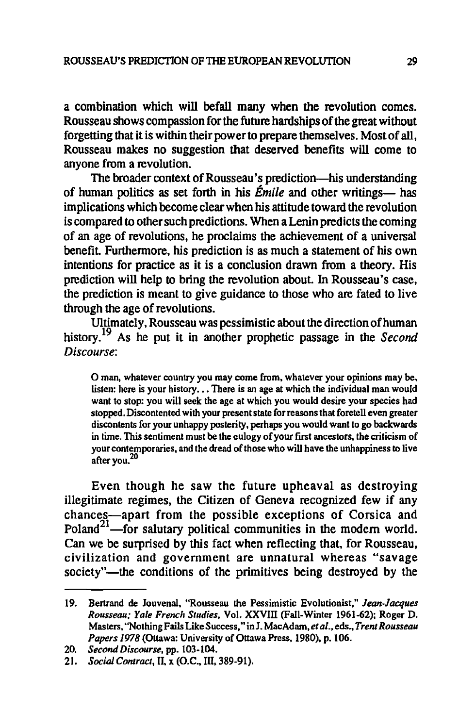a combination which will befall many when the revolution comes. Rousseau shows compassion for the future hardships of the great without forgetting that it is within their power to prepare themselves. Most of all, Rousseau makes no suggestion that deserved benefits will come to anyone from a revolution.

The broader context of Rousseau's prediction—his understanding of human politics as set forth in his *Émile* and other writings— has implications which become clear when his attitude toward the revolution is compared to other such predictions. When a Lenin predicts the coming of an age of revolutions, he proclaims the achievement of a universal benefit. Furthermore, his prediction is as much a statement of his own intentions for practice as it is a conclusion drawn from a theory. His prediction will help to bring the revolution about. In Rousseau's case, the prediction is meant to give guidance to those who are fated to live through the age of revolutions.

Ultimately, Rousseau was pessimistic about the direction of human history.[19] As he put it in another prophetic passage in the *Second Discourse*:

> O man, whatever country you may come from, whatever your opinions may be, listen: here is your history... There is an age at which the individual man would want to stop: you will seek the age at which you would desire your species had stopped. Discontented with your present state for reasons that foretell even greater discontents for your unhappy posterity, perhaps you would want to go backwards in time. This sentiment must be the eulogy of your first ancestors, the criticism of your contemporaries, and the dread of those who will have the unhappiness to live after you.[20]

Even though he saw the future upheaval as destroying illegitimate regimes, the Citizen of Geneva recognized few if any chances—apart from the possible exceptions of Corsica and Poland[21]—for salutary political communities in the modern world. Can we be surprised by this fact when reflecting that, for Rousseau, civilization and government are unnatural whereas "savage society"—the conditions of the primitives being destroyed by the

---

19. Bertrand de Jouvenal, "Rousseau the Pessimistic Evolutionist," *Jean-Jacques Rousseau; Yale French Studies*, Vol. XXVIII (Fall-Winter 1961-62); Roger D. Masters, "Nothing Fails Like Success," in J. MacAdam, *et al.*, eds., *Trent Rousseau Papers 1978* (Ottawa: University of Ottawa Press, 1980), p. 106.

20. *Second Discourse*, pp. 103-104.

21. *Social Contract*, II, x (O.C., III, 389-91).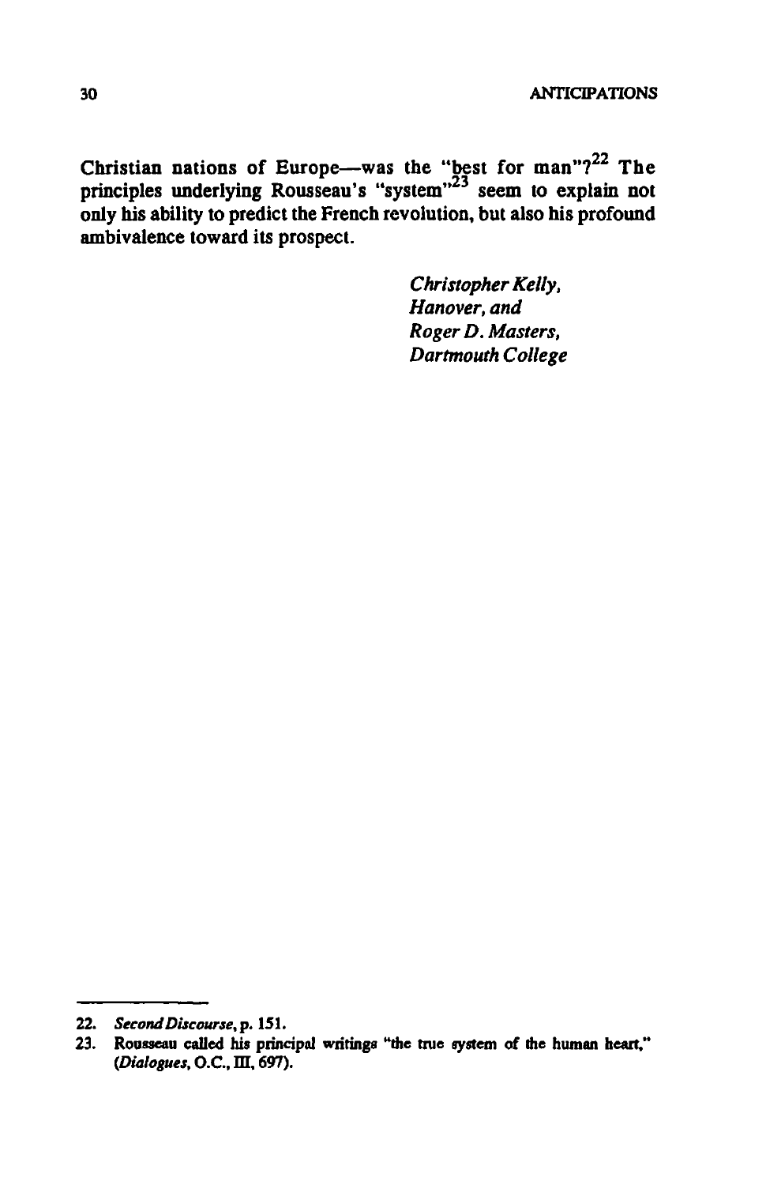Christian nations of Europe—was the "best for man"?[22] The principles underlying Rousseau's "system"[23] seem to explain not only his ability to predict the French revolution, but also his profound ambivalence toward its prospect.

*Christopher Kelly,*
*Hanover, and*
*Roger D. Masters,*
*Dartmouth College*

---

22. *Second Discourse*, p. 151.

23. Rousseau called his principal writings "the true system of the human heart," (*Dialogues*, O.C., III, 697).